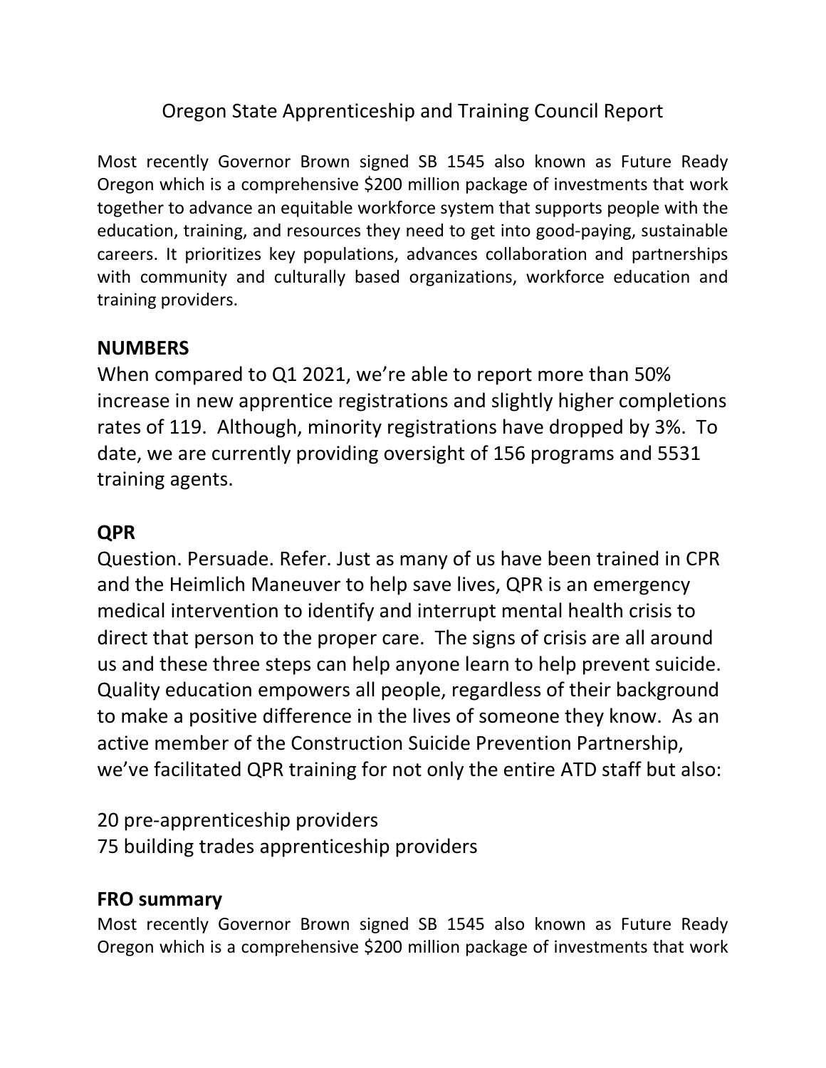# Oregon State Apprenticeship and Training Council Report

Most recently Governor Brown signed SB 1545 also known as Future Ready Oregon which is a comprehensive $200 million package of investments that work together to advance an equitable workforce system that supports people with the education, training, and resources they need to get into good-paying, sustainable careers. It prioritizes key populations, advances collaboration and partnerships with community and culturally based organizations, workforce education and training providers.

## NUMBERS

When compared to Q1 2021, we're able to report more than 50% increase in new apprentice registrations and slightly higher completions rates of 119. Although, minority registrations have dropped by 3%. To date, we are currently providing oversight of 156 programs and 5531 training agents.

## QPR

Question. Persuade. Refer. Just as many of us have been trained in CPR and the Heimlich Maneuver to help save lives, QPR is an emergency medical intervention to identify and interrupt mental health crisis to direct that person to the proper care. The signs of crisis are all around us and these three steps can help anyone learn to help prevent suicide. Quality education empowers all people, regardless of their background to make a positive difference in the lives of someone they know. As an active member of the Construction Suicide Prevention Partnership, we've facilitated QPR training for not only the entire ATD staff but also:

20 pre-apprenticeship providers
75 building trades apprenticeship providers

## FRO summary

Most recently Governor Brown signed SB 1545 also known as Future Ready Oregon which is a comprehensive $200 million package of investments that work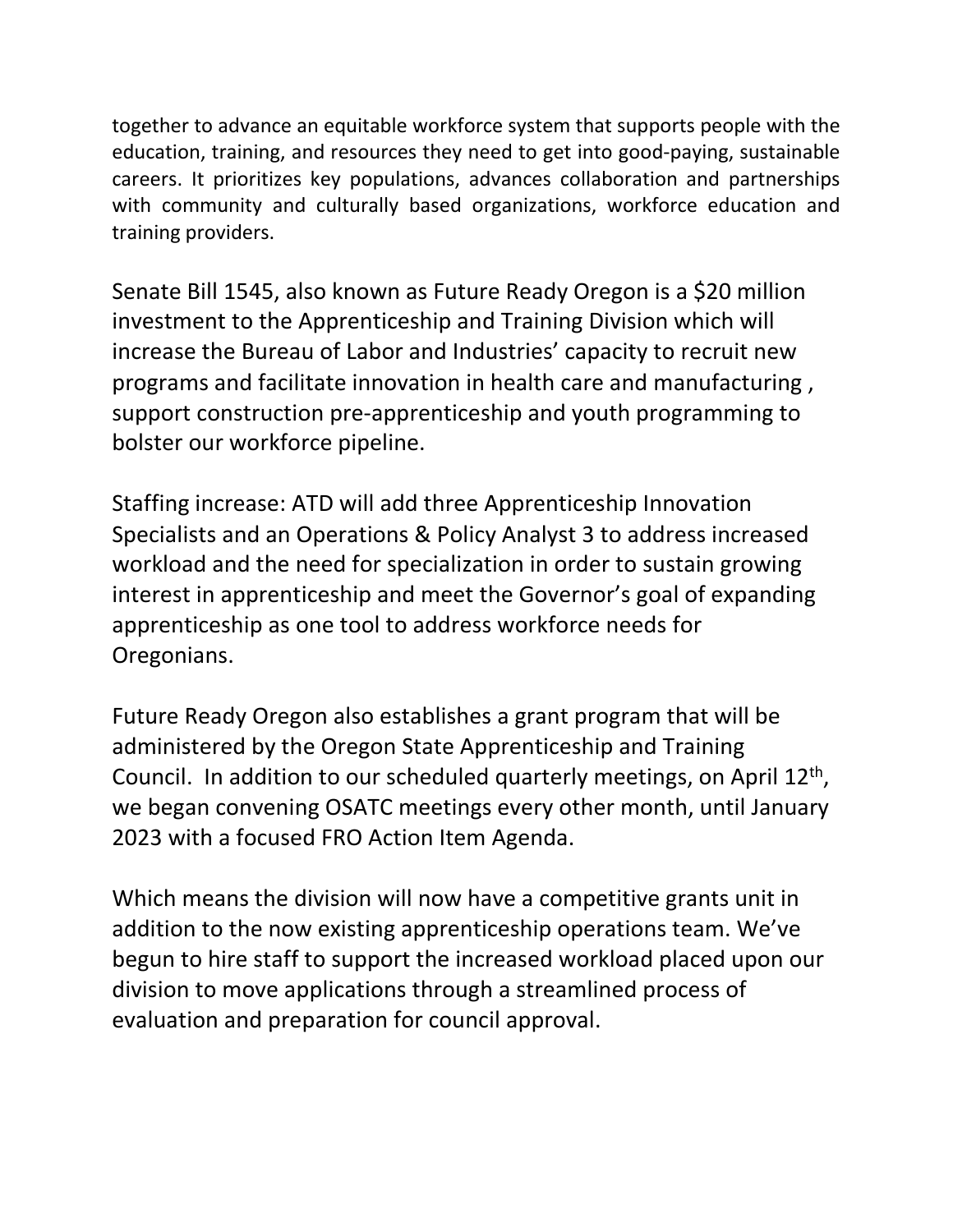together to advance an equitable workforce system that supports people with the education, training, and resources they need to get into good-paying, sustainable careers. It prioritizes key populations, advances collaboration and partnerships with community and culturally based organizations, workforce education and training providers.

Senate Bill 1545, also known as Future Ready Oregon is a $20 million investment to the Apprenticeship and Training Division which will increase the Bureau of Labor and Industries' capacity to recruit new programs and facilitate innovation in health care and manufacturing , support construction pre-apprenticeship and youth programming to bolster our workforce pipeline.

Staffing increase: ATD will add three Apprenticeship Innovation Specialists and an Operations & Policy Analyst 3 to address increased workload and the need for specialization in order to sustain growing interest in apprenticeship and meet the Governor's goal of expanding apprenticeship as one tool to address workforce needs for Oregonians.

Future Ready Oregon also establishes a grant program that will be administered by the Oregon State Apprenticeship and Training Council. In addition to our scheduled quarterly meetings, on April 12th, we began convening OSATC meetings every other month, until January 2023 with a focused FRO Action Item Agenda.

Which means the division will now have a competitive grants unit in addition to the now existing apprenticeship operations team. We've begun to hire staff to support the increased workload placed upon our division to move applications through a streamlined process of evaluation and preparation for council approval.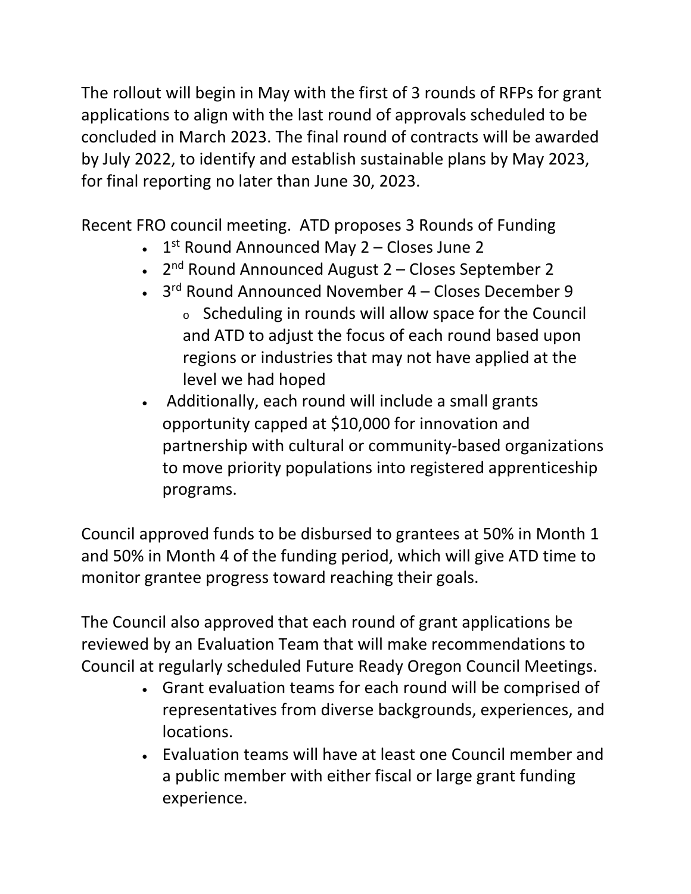The rollout will begin in May with the first of 3 rounds of RFPs for grant applications to align with the last round of approvals scheduled to be concluded in March 2023. The final round of contracts will be awarded by July 2022, to identify and establish sustainable plans by May 2023, for final reporting no later than June 30, 2023.

Recent FRO council meeting. ATD proposes 3 Rounds of Funding

- 1st Round Announced May 2 – Closes June 2
- 2nd Round Announced August 2 – Closes September 2
- 3rd Round Announced November 4 – Closes December 9
  - Scheduling in rounds will allow space for the Council and ATD to adjust the focus of each round based upon regions or industries that may not have applied at the level we had hoped
- Additionally, each round will include a small grants opportunity capped at $10,000 for innovation and partnership with cultural or community-based organizations to move priority populations into registered apprenticeship programs.

Council approved funds to be disbursed to grantees at 50% in Month 1 and 50% in Month 4 of the funding period, which will give ATD time to monitor grantee progress toward reaching their goals.

The Council also approved that each round of grant applications be reviewed by an Evaluation Team that will make recommendations to Council at regularly scheduled Future Ready Oregon Council Meetings.

- Grant evaluation teams for each round will be comprised of representatives from diverse backgrounds, experiences, and locations.
- Evaluation teams will have at least one Council member and a public member with either fiscal or large grant funding experience.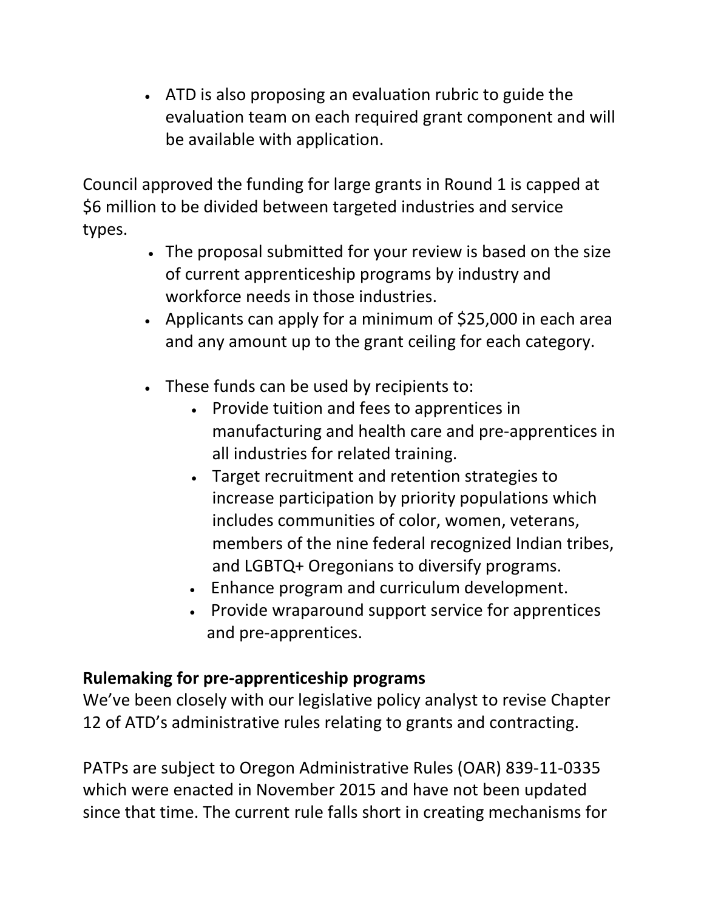- ATD is also proposing an evaluation rubric to guide the evaluation team on each required grant component and will be available with application.

Council approved the funding for large grants in Round 1 is capped at $6 million to be divided between targeted industries and service types.

- The proposal submitted for your review is based on the size of current apprenticeship programs by industry and workforce needs in those industries.
- Applicants can apply for a minimum of $25,000 in each area and any amount up to the grant ceiling for each category.
- These funds can be used by recipients to:
  - Provide tuition and fees to apprentices in manufacturing and health care and pre-apprentices in all industries for related training.
  - Target recruitment and retention strategies to increase participation by priority populations which includes communities of color, women, veterans, members of the nine federal recognized Indian tribes, and LGBTQ+ Oregonians to diversify programs.
  - Enhance program and curriculum development.
  - Provide wraparound support service for apprentices and pre-apprentices.

**Rulemaking for pre-apprenticeship programs**

We've been closely with our legislative policy analyst to revise Chapter 12 of ATD's administrative rules relating to grants and contracting.

PATPs are subject to Oregon Administrative Rules (OAR) 839-11-0335 which were enacted in November 2015 and have not been updated since that time. The current rule falls short in creating mechanisms for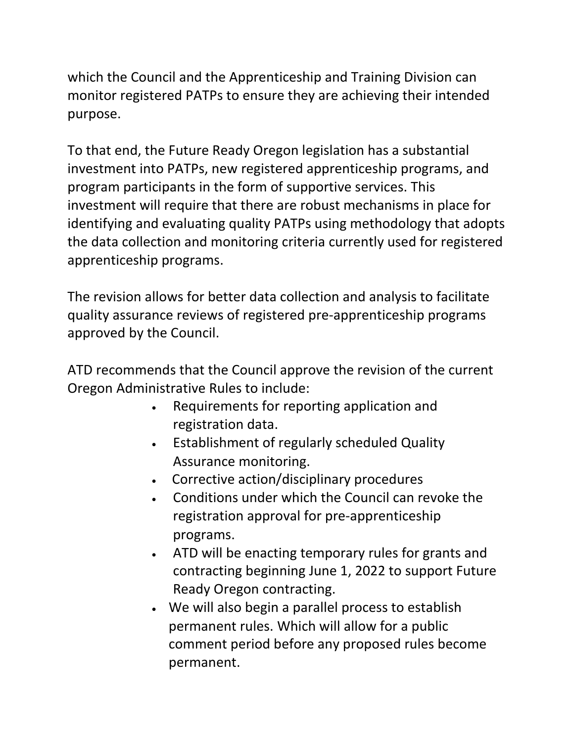which the Council and the Apprenticeship and Training Division can monitor registered PATPs to ensure they are achieving their intended purpose.

To that end, the Future Ready Oregon legislation has a substantial investment into PATPs, new registered apprenticeship programs, and program participants in the form of supportive services. This investment will require that there are robust mechanisms in place for identifying and evaluating quality PATPs using methodology that adopts the data collection and monitoring criteria currently used for registered apprenticeship programs.

The revision allows for better data collection and analysis to facilitate quality assurance reviews of registered pre-apprenticeship programs approved by the Council.

ATD recommends that the Council approve the revision of the current Oregon Administrative Rules to include:

- Requirements for reporting application and registration data.
- Establishment of regularly scheduled Quality Assurance monitoring.
- Corrective action/disciplinary procedures
- Conditions under which the Council can revoke the registration approval for pre-apprenticeship programs.
- ATD will be enacting temporary rules for grants and contracting beginning June 1, 2022 to support Future Ready Oregon contracting.
- We will also begin a parallel process to establish permanent rules. Which will allow for a public comment period before any proposed rules become permanent.